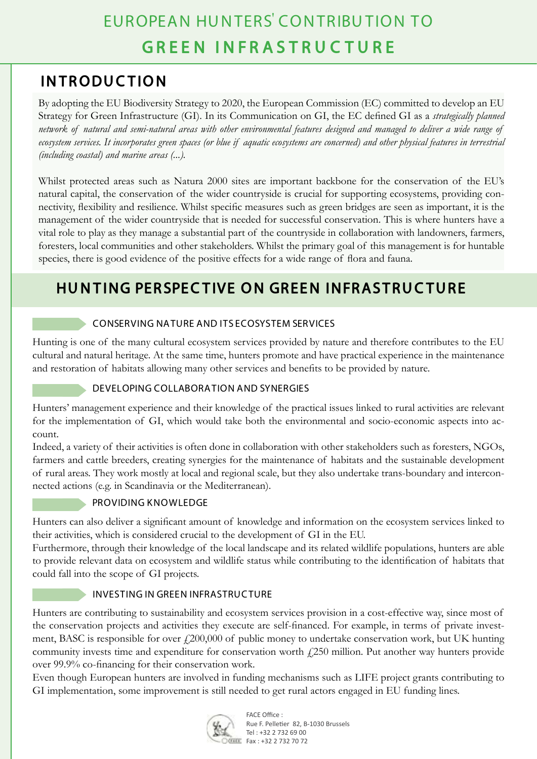# EUROPEAN HUNTERS' CONTRIBUTION TO **GREEN INFRASTRUCTURE**

## INTRODUCTION

By adopting the EU Biodiversity Strategy to 2020, the European Commission (EC) committed to develop an EU Strategy for Green Infrastructure (GI). In its Communication on GI, the EC defined GI as a *strategically planned network of natural and semi-natural areas with other environmental features designed and managed to deliver a wide range of ecosystem services. It incorporates green spaces (or blue if aquatic ecosystems are concerned) and other physical features in terrestrial (including coastal) and marine areas (...).*

Whilst protected areas such as Natura 2000 sites are important backbone for the conservation of the EU's natural capital, the conservation of the wider countryside is crucial for supporting ecosystems, providing connectivity, flexibility and resilience. Whilst specific measures such as green bridges are seen as important, it is the management of the wider countryside that is needed for successful conservation. This is where hunters have a vital role to play as they manage a substantial part of the countryside in collaboration with landowners, farmers, foresters, local communities and other stakeholders. Whilst the primary goal of this management is for huntable species, there is good evidence of the positive effects for a wide range of flora and fauna.

## HUNTING PERSPECTIVE ON GREEN INFRASTRUCTURE

### CONSERVING NATURE AND ITS ECOSYSTEM SERVICES

Hunting is one of the many cultural ecosystem services provided by nature and therefore contributes to the EU cultural and natural heritage. At the same time, hunters promote and have practical experience in the maintenance and restoration of habitats allowing many other services and benefits to be provided by nature.

### DEVELOPING COLLABORATION AND SYNERGIES

Hunters' management experience and their knowledge of the practical issues linked to rural activities are relevant for the implementation of GI, which would take both the environmental and socio-economic aspects into account.

Indeed, a variety of their activities is often done in collaboration with other stakeholders such as foresters, NGOs, farmers and cattle breeders, creating synergies for the maintenance of habitats and the sustainable development of rural areas. They work mostly at local and regional scale, but they also undertake trans-boundary and interconnected actions (e.g. in Scandinavia or the Mediterranean).

### PROVIDING KNOWLEDGE

Hunters can also deliver a significant amount of knowledge and information on the ecosystem services linked to their activities, which is considered crucial to the development of GI in the EU.

Furthermore, through their knowledge of the local landscape and its related wildlife populations, hunters are able to provide relevant data on ecosystem and wildlife status while contributing to the identification of habitats that could fall into the scope of GI projects.

### INVESTING IN GREEN INFRASTRUCTURE

Hunters are contributing to sustainability and ecosystem services provision in a cost-effective way, since most of the conservation projects and activities they execute are self-financed. For example, in terms of private investment, BASC is responsible for over £200,000 of public money to undertake conservation work, but UK hunting community invests time and expenditure for conservation worth £250 million. Put another way hunters provide over 99.9% co-financing for their conservation work.

Even though European hunters are involved in funding mechanisms such as LIFE project grants contributing to GI implementation, some improvement is still needed to get rural actors engaged in EU funding lines.

FACE Office :
Rue F. Pelletier 82, B-1030 Brussels
Tel : +32 2 732 69 00
Fax : +32 2 732 70 72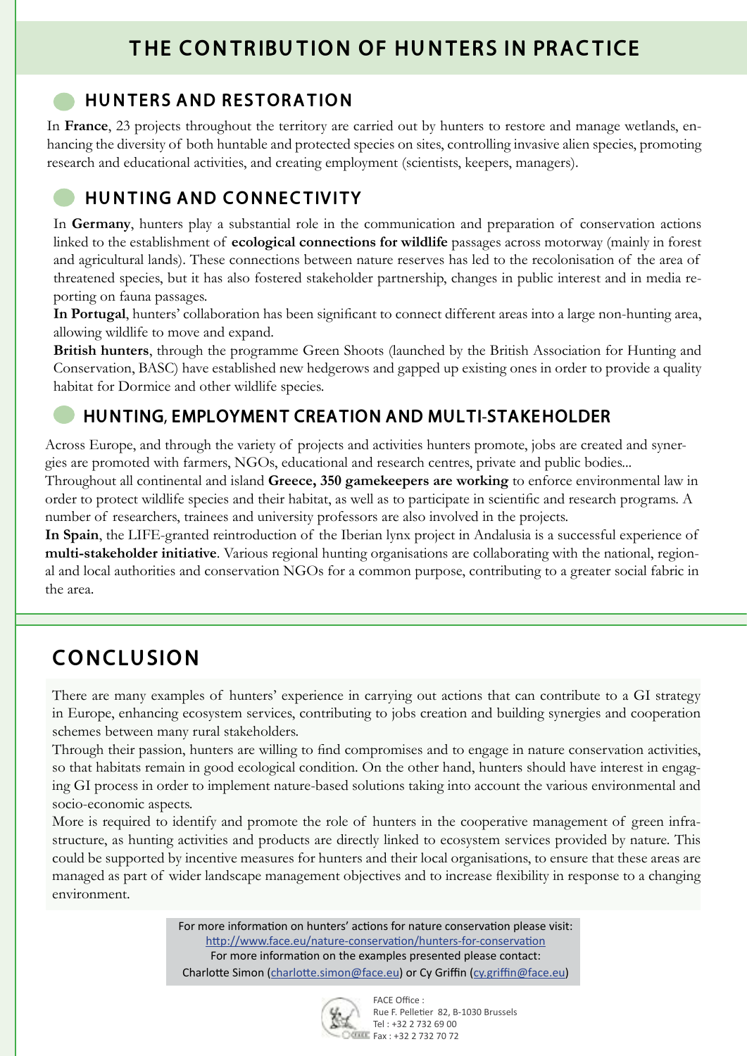# THE CONTRIBUTION OF HUNTERS IN PRACTICE

## HUNTERS AND RESTORATION

In **France**, 23 projects throughout the territory are carried out by hunters to restore and manage wetlands, enhancing the diversity of both huntable and protected species on sites, controlling invasive alien species, promoting research and educational activities, and creating employment (scientists, keepers, managers).

## HUNTING AND CONNECTIVITY

In **Germany**, hunters play a substantial role in the communication and preparation of conservation actions linked to the establishment of **ecological connections for wildlife** passages across motorway (mainly in forest and agricultural lands). These connections between nature reserves has led to the recolonisation of the area of threatened species, but it has also fostered stakeholder partnership, changes in public interest and in media reporting on fauna passages.

**In Portugal**, hunters' collaboration has been significant to connect different areas into a large non-hunting area, allowing wildlife to move and expand.

**British hunters**, through the programme Green Shoots (launched by the British Association for Hunting and Conservation, BASC) have established new hedgerows and gapped up existing ones in order to provide a quality habitat for Dormice and other wildlife species.

## HUNTING, EMPLOYMENT CREATION AND MULTI-STAKEHOLDER

Across Europe, and through the variety of projects and activities hunters promote, jobs are created and synergies are promoted with farmers, NGOs, educational and research centres, private and public bodies...

Throughout all continental and island **Greece, 350 gamekeepers are working** to enforce environmental law in order to protect wildlife species and their habitat, as well as to participate in scientific and research programs. A number of researchers, trainees and university professors are also involved in the projects.

**In Spain**, the LIFE-granted reintroduction of the Iberian lynx project in Andalusia is a successful experience of **multi-stakeholder initiative**. Various regional hunting organisations are collaborating with the national, regional and local authorities and conservation NGOs for a common purpose, contributing to a greater social fabric in the area.

# CONCLUSION

There are many examples of hunters' experience in carrying out actions that can contribute to a GI strategy in Europe, enhancing ecosystem services, contributing to jobs creation and building synergies and cooperation schemes between many rural stakeholders.

Through their passion, hunters are willing to find compromises and to engage in nature conservation activities, so that habitats remain in good ecological condition. On the other hand, hunters should have interest in engaging GI process in order to implement nature-based solutions taking into account the various environmental and socio-economic aspects.

More is required to identify and promote the role of hunters in the cooperative management of green infrastructure, as hunting activities and products are directly linked to ecosystem services provided by nature. This could be supported by incentive measures for hunters and their local organisations, to ensure that these areas are managed as part of wider landscape management objectives and to increase flexibility in response to a changing environment.

For more information on hunters' actions for nature conservation please visit:
http://www.face.eu/nature-conservation/hunters-for-conservation
For more information on the examples presented please contact:
Charlotte Simon (charlotte.simon@face.eu) or Cy Griffin (cy.griffin@face.eu)

FACE Office :
Rue F. Pelletier 82, B-1030 Brussels
Tel : +32 2 732 69 00
Fax : +32 2 732 70 72